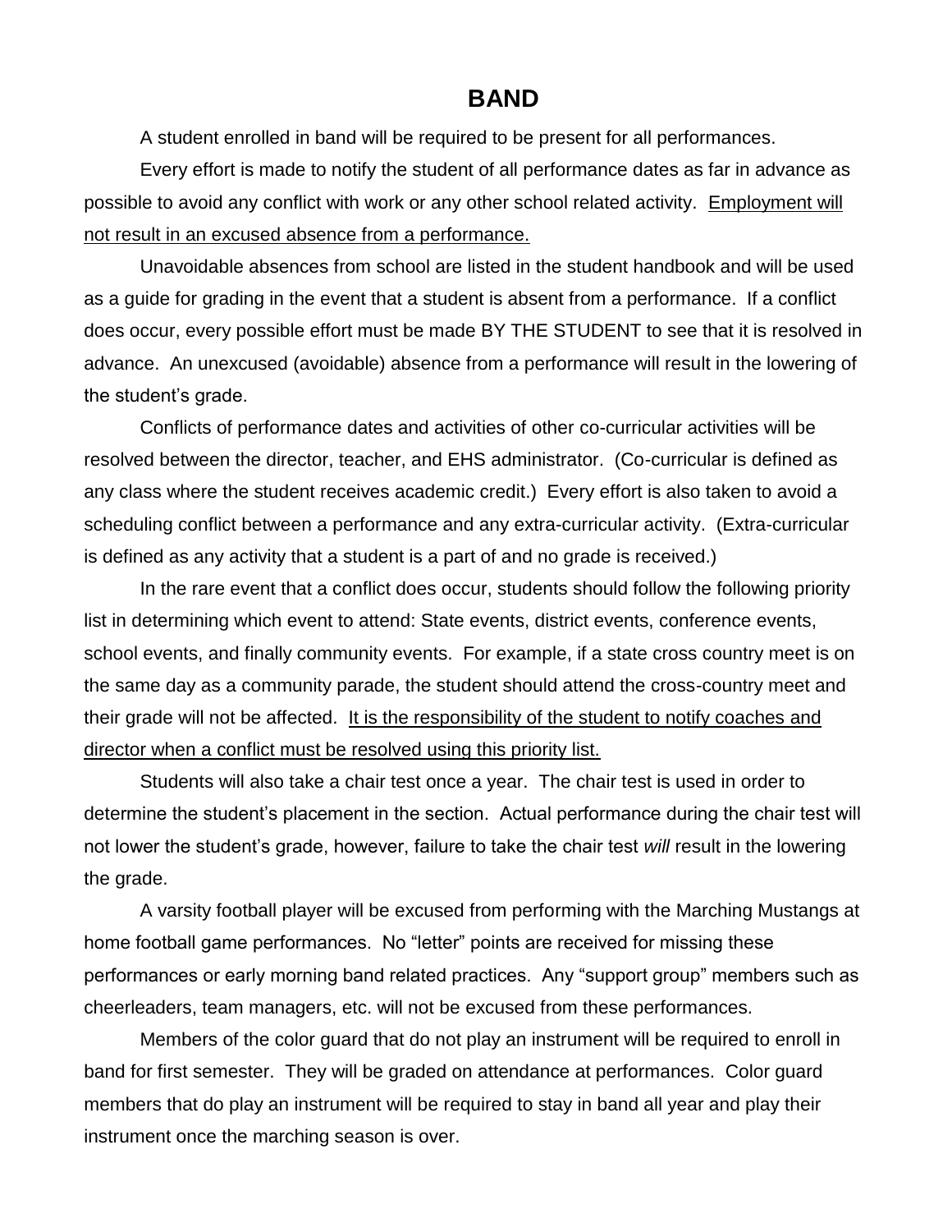# BAND

A student enrolled in band will be required to be present for all performances.

Every effort is made to notify the student of all performance dates as far in advance as possible to avoid any conflict with work or any other school related activity. <u>Employment will not result in an excused absence from a performance.</u>

Unavoidable absences from school are listed in the student handbook and will be used as a guide for grading in the event that a student is absent from a performance. If a conflict does occur, every possible effort must be made BY THE STUDENT to see that it is resolved in advance. An unexcused (avoidable) absence from a performance will result in the lowering of the student's grade.

Conflicts of performance dates and activities of other co-curricular activities will be resolved between the director, teacher, and EHS administrator. (Co-curricular is defined as any class where the student receives academic credit.) Every effort is also taken to avoid a scheduling conflict between a performance and any extra-curricular activity. (Extra-curricular is defined as any activity that a student is a part of and no grade is received.)

In the rare event that a conflict does occur, students should follow the following priority list in determining which event to attend: State events, district events, conference events, school events, and finally community events. For example, if a state cross country meet is on the same day as a community parade, the student should attend the cross-country meet and their grade will not be affected. <u>It is the responsibility of the student to notify coaches and director when a conflict must be resolved using this priority list.</u>

Students will also take a chair test once a year. The chair test is used in order to determine the student's placement in the section. Actual performance during the chair test will not lower the student's grade, however, failure to take the chair test *will* result in the lowering the grade.

A varsity football player will be excused from performing with the Marching Mustangs at home football game performances. No "letter" points are received for missing these performances or early morning band related practices. Any "support group" members such as cheerleaders, team managers, etc. will not be excused from these performances.

Members of the color guard that do not play an instrument will be required to enroll in band for first semester. They will be graded on attendance at performances. Color guard members that do play an instrument will be required to stay in band all year and play their instrument once the marching season is over.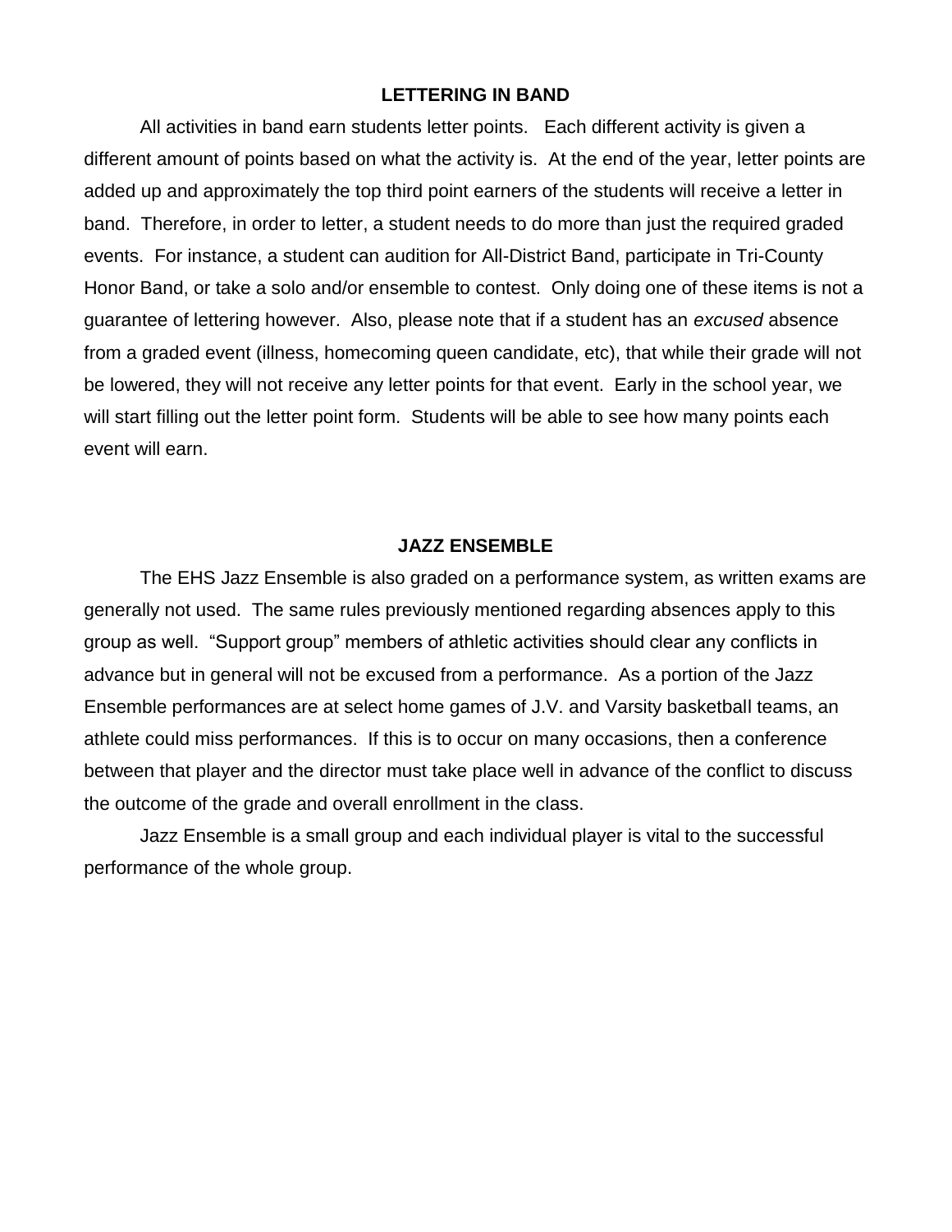## LETTERING IN BAND

All activities in band earn students letter points. Each different activity is given a different amount of points based on what the activity is. At the end of the year, letter points are added up and approximately the top third point earners of the students will receive a letter in band. Therefore, in order to letter, a student needs to do more than just the required graded events. For instance, a student can audition for All-District Band, participate in Tri-County Honor Band, or take a solo and/or ensemble to contest. Only doing one of these items is not a guarantee of lettering however. Also, please note that if a student has an *excused* absence from a graded event (illness, homecoming queen candidate, etc), that while their grade will not be lowered, they will not receive any letter points for that event. Early in the school year, we will start filling out the letter point form. Students will be able to see how many points each event will earn.

## JAZZ ENSEMBLE

The EHS Jazz Ensemble is also graded on a performance system, as written exams are generally not used. The same rules previously mentioned regarding absences apply to this group as well. "Support group" members of athletic activities should clear any conflicts in advance but in general will not be excused from a performance. As a portion of the Jazz Ensemble performances are at select home games of J.V. and Varsity basketball teams, an athlete could miss performances. If this is to occur on many occasions, then a conference between that player and the director must take place well in advance of the conflict to discuss the outcome of the grade and overall enrollment in the class.

Jazz Ensemble is a small group and each individual player is vital to the successful performance of the whole group.